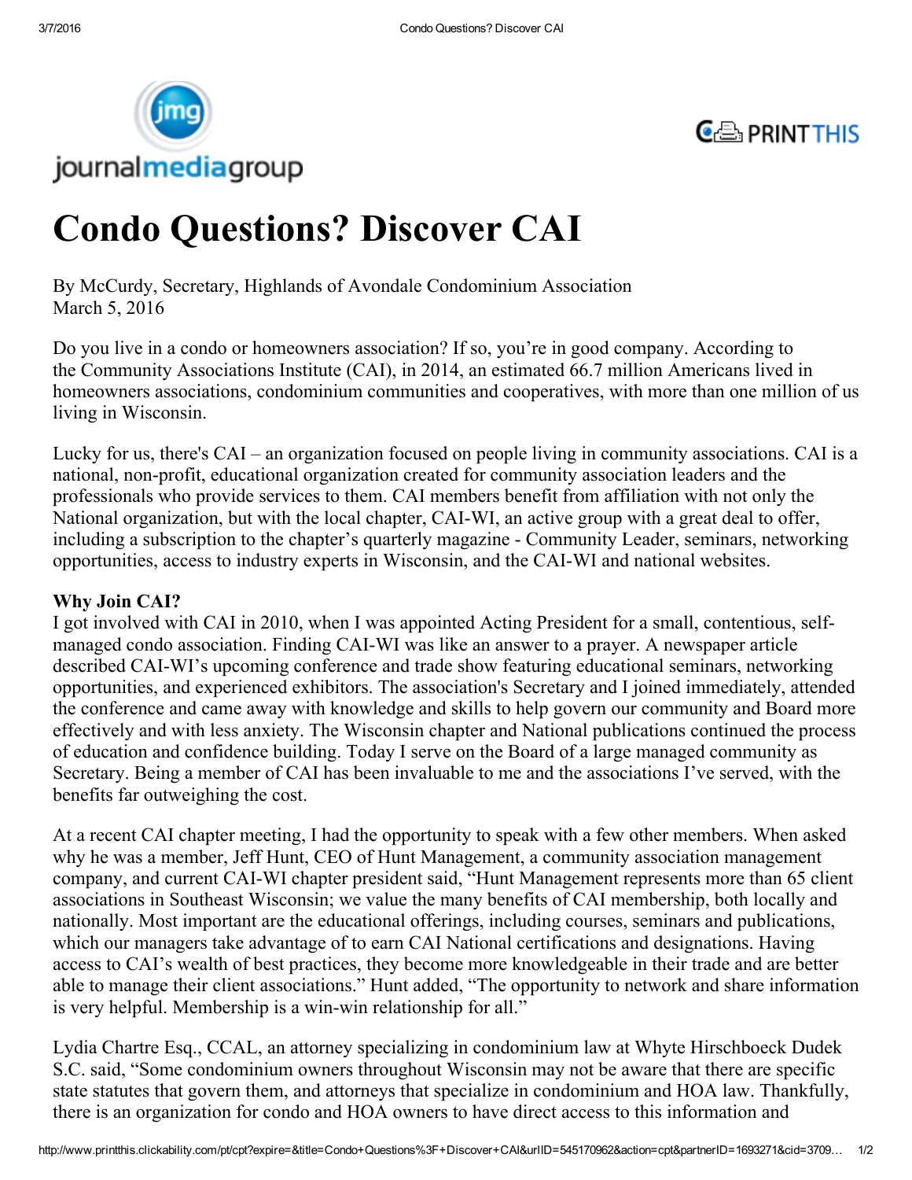# Condo Questions? Discover CAI

By McCurdy, Secretary, Highlands of Avondale Condominium Association
March 5, 2016

Do you live in a condo or homeowners association? If so, you're in good company. According to the Community Associations Institute (CAI), in 2014, an estimated 66.7 million Americans lived in homeowners associations, condominium communities and cooperatives, with more than one million of us living in Wisconsin.

Lucky for us, there's CAI – an organization focused on people living in community associations. CAI is a national, non-profit, educational organization created for community association leaders and the professionals who provide services to them. CAI members benefit from affiliation with not only the National organization, but with the local chapter, CAI-WI, an active group with a great deal to offer, including a subscription to the chapter's quarterly magazine - Community Leader, seminars, networking opportunities, access to industry experts in Wisconsin, and the CAI-WI and national websites.

**Why Join CAI?**

I got involved with CAI in 2010, when I was appointed Acting President for a small, contentious, self-managed condo association. Finding CAI-WI was like an answer to a prayer. A newspaper article described CAI-WI's upcoming conference and trade show featuring educational seminars, networking opportunities, and experienced exhibitors. The association's Secretary and I joined immediately, attended the conference and came away with knowledge and skills to help govern our community and Board more effectively and with less anxiety. The Wisconsin chapter and National publications continued the process of education and confidence building. Today I serve on the Board of a large managed community as Secretary. Being a member of CAI has been invaluable to me and the associations I've served, with the benefits far outweighing the cost.

At a recent CAI chapter meeting, I had the opportunity to speak with a few other members. When asked why he was a member, Jeff Hunt, CEO of Hunt Management, a community association management company, and current CAI-WI chapter president said, "Hunt Management represents more than 65 client associations in Southeast Wisconsin; we value the many benefits of CAI membership, both locally and nationally. Most important are the educational offerings, including courses, seminars and publications, which our managers take advantage of to earn CAI National certifications and designations. Having access to CAI's wealth of best practices, they become more knowledgeable in their trade and are better able to manage their client associations." Hunt added, "The opportunity to network and share information is very helpful. Membership is a win-win relationship for all."

Lydia Chartre Esq., CCAL, an attorney specializing in condominium law at Whyte Hirschboeck Dudek S.C. said, "Some condominium owners throughout Wisconsin may not be aware that there are specific state statutes that govern them, and attorneys that specialize in condominium and HOA law. Thankfully, there is an organization for condo and HOA owners to have direct access to this information and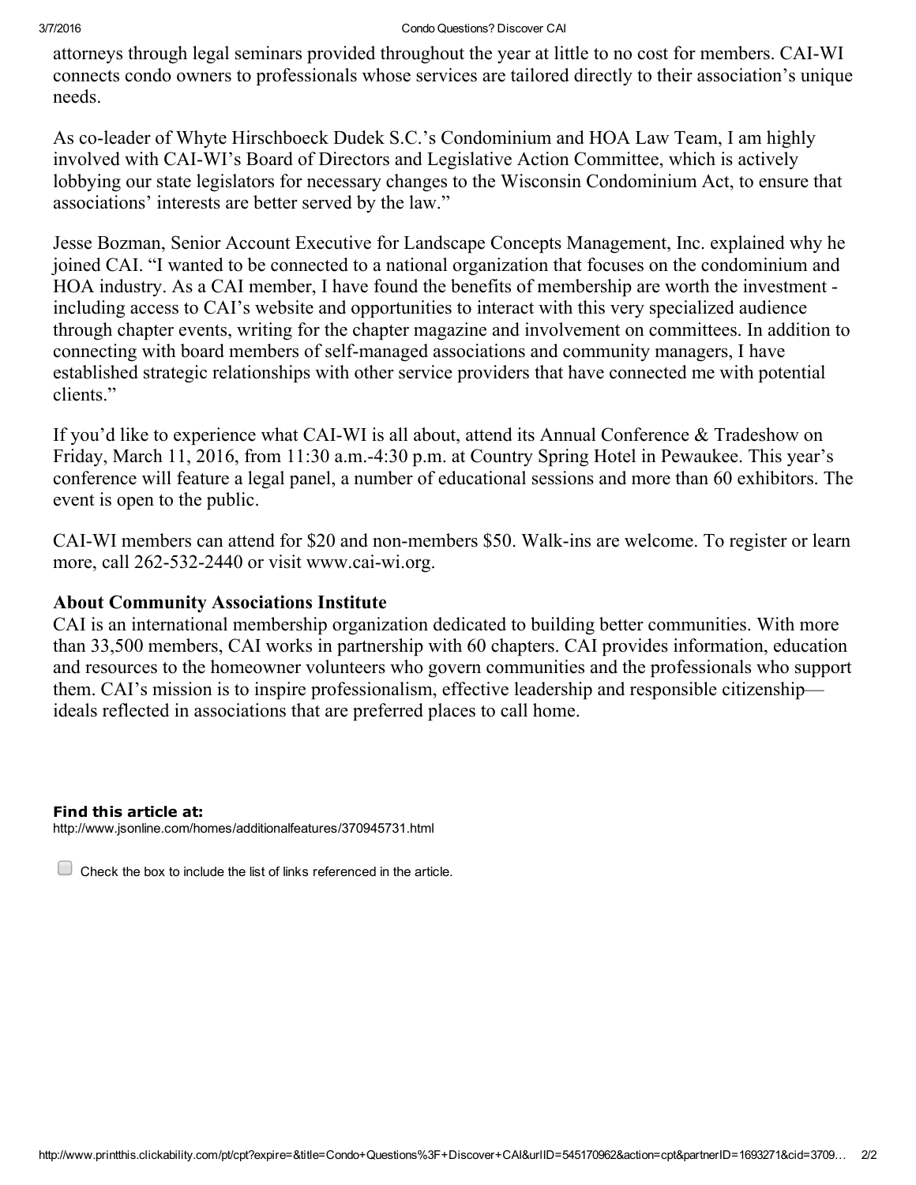attorneys through legal seminars provided throughout the year at little to no cost for members. CAI-WI connects condo owners to professionals whose services are tailored directly to their association's unique needs.

As co-leader of Whyte Hirschboeck Dudek S.C.'s Condominium and HOA Law Team, I am highly involved with CAI-WI's Board of Directors and Legislative Action Committee, which is actively lobbying our state legislators for necessary changes to the Wisconsin Condominium Act, to ensure that associations' interests are better served by the law."

Jesse Bozman, Senior Account Executive for Landscape Concepts Management, Inc. explained why he joined CAI. "I wanted to be connected to a national organization that focuses on the condominium and HOA industry. As a CAI member, I have found the benefits of membership are worth the investment - including access to CAI's website and opportunities to interact with this very specialized audience through chapter events, writing for the chapter magazine and involvement on committees. In addition to connecting with board members of self-managed associations and community managers, I have established strategic relationships with other service providers that have connected me with potential clients."

If you'd like to experience what CAI-WI is all about, attend its Annual Conference & Tradeshow on Friday, March 11, 2016, from 11:30 a.m.-4:30 p.m. at Country Spring Hotel in Pewaukee. This year's conference will feature a legal panel, a number of educational sessions and more than 60 exhibitors. The event is open to the public.

CAI-WI members can attend for $20 and non-members $50. Walk-ins are welcome. To register or learn more, call 262-532-2440 or visit www.cai-wi.org.

**About Community Associations Institute**

CAI is an international membership organization dedicated to building better communities. With more than 33,500 members, CAI works in partnership with 60 chapters. CAI provides information, education and resources to the homeowner volunteers who govern communities and the professionals who support them. CAI's mission is to inspire professionalism, effective leadership and responsible citizenship—ideals reflected in associations that are preferred places to call home.

**Find this article at:**
http://www.jsonline.com/homes/additionalfeatures/370945731.html

☐ Check the box to include the list of links referenced in the article.